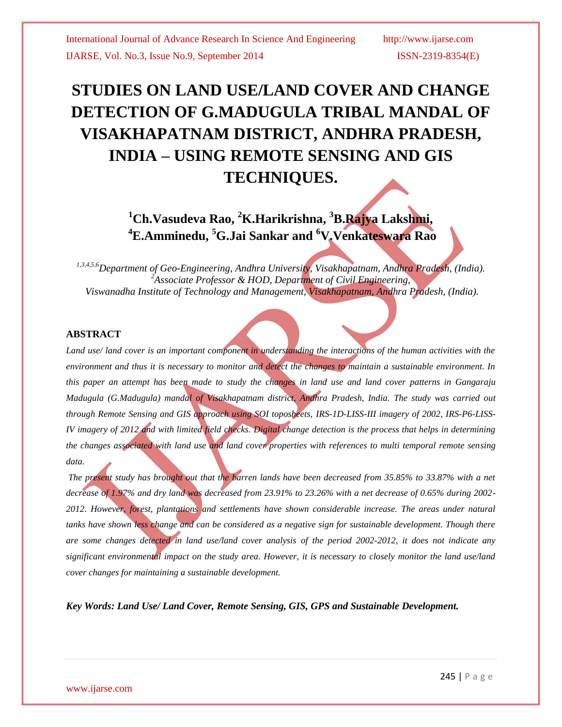# STUDIES ON LAND USE/LAND COVER AND CHANGE DETECTION OF G.MADUGULA TRIBAL MANDAL OF VISAKHAPATNAM DISTRICT, ANDHRA PRADESH, INDIA – USING REMOTE SENSING AND GIS TECHNIQUES.

**[1]Ch.Vasudeva Rao, [2]K.Harikrishna, [3]B.Rajya Lakshmi, [4]E.Amminedu, [5]G.Jai Sankar and [6]V.Venkateswara Rao**

*[1,3,4,5,6]Department of Geo-Engineering, Andhra University, Visakhapatnam, Andhra Pradesh, (India).*
*[2]Associate Professor & HOD, Department of Civil Engineering,*
*Viswanadha Institute of Technology and Management, Visakhapatnam, Andhra Pradesh, (India).*

## ABSTRACT

*Land use/ land cover is an important component in understanding the interactions of the human activities with the environment and thus it is necessary to monitor and detect the changes to maintain a sustainable environment. In this paper an attempt has been made to study the changes in land use and land cover patterns in Gangaraju Madugula (G.Madugula) mandal of Visakhapatnam district, Andhra Pradesh, India. The study was carried out through Remote Sensing and GIS approach using SOI toposheets, IRS-1D-LISS-III imagery of 2002, IRS-P6-LISS-IV imagery of 2012 and with limited field checks. Digital change detection is the process that helps in determining the changes associated with land use and land cover properties with references to multi temporal remote sensing data.*

*The present study has brought out that the barren lands have been decreased from 35.85% to 33.87% with a net decrease of 1.97% and dry land was decreased from 23.91% to 23.26% with a net decrease of 0.65% during 2002-2012. However, forest, plantations and settlements have shown considerable increase. The areas under natural tanks have shown less change and can be considered as a negative sign for sustainable development. Though there are some changes detected in land use/land cover analysis of the period 2002-2012, it does not indicate any significant environmental impact on the study area. However, it is necessary to closely monitor the land use/land cover changes for maintaining a sustainable development.*

***Key Words: Land Use/ Land Cover, Remote Sensing, GIS, GPS and Sustainable Development.***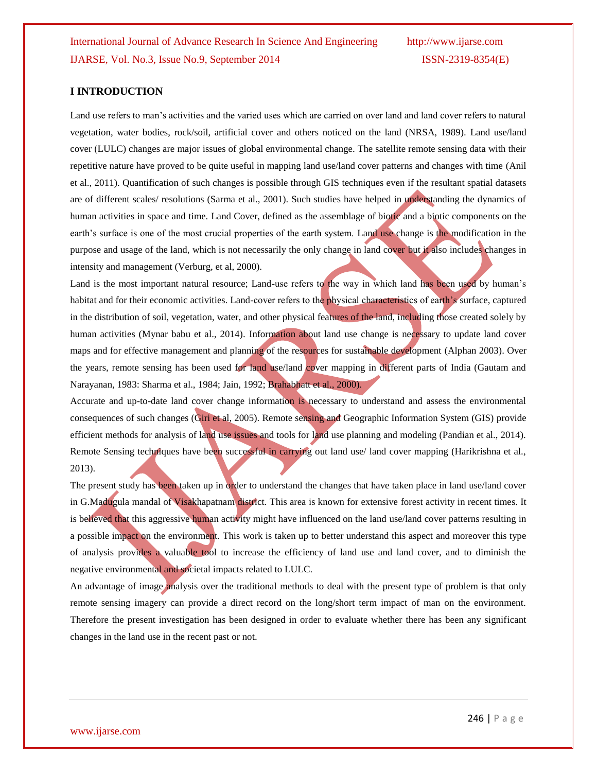# I INTRODUCTION

Land use refers to man's activities and the varied uses which are carried on over land and land cover refers to natural vegetation, water bodies, rock/soil, artificial cover and others noticed on the land (NRSA, 1989). Land use/land cover (LULC) changes are major issues of global environmental change. The satellite remote sensing data with their repetitive nature have proved to be quite useful in mapping land use/land cover patterns and changes with time (Anil et al., 2011). Quantification of such changes is possible through GIS techniques even if the resultant spatial datasets are of different scales/ resolutions (Sarma et al., 2001). Such studies have helped in understanding the dynamics of human activities in space and time. Land Cover, defined as the assemblage of biotic and a biotic components on the earth's surface is one of the most crucial properties of the earth system. Land use change is the modification in the purpose and usage of the land, which is not necessarily the only change in land cover but it also includes changes in intensity and management (Verburg, et al, 2000).

Land is the most important natural resource; Land-use refers to the way in which land has been used by human's habitat and for their economic activities. Land-cover refers to the physical characteristics of earth's surface, captured in the distribution of soil, vegetation, water, and other physical features of the land, including those created solely by human activities (Mynar babu et al., 2014). Information about land use change is necessary to update land cover maps and for effective management and planning of the resources for sustainable development (Alphan 2003). Over the years, remote sensing has been used for land use/land cover mapping in different parts of India (Gautam and Narayanan, 1983: Sharma et al., 1984; Jain, 1992; Brahabhatt et al., 2000).

Accurate and up-to-date land cover change information is necessary to understand and assess the environmental consequences of such changes (Giri et al, 2005). Remote sensing and Geographic Information System (GIS) provide efficient methods for analysis of land use issues and tools for land use planning and modeling (Pandian et al., 2014). Remote Sensing techniques have been successful in carrying out land use/ land cover mapping (Harikrishna et al., 2013).

The present study has been taken up in order to understand the changes that have taken place in land use/land cover in G.Madugula mandal of Visakhapatnam district. This area is known for extensive forest activity in recent times. It is believed that this aggressive human activity might have influenced on the land use/land cover patterns resulting in a possible impact on the environment. This work is taken up to better understand this aspect and moreover this type of analysis provides a valuable tool to increase the efficiency of land use and land cover, and to diminish the negative environmental and societal impacts related to LULC.

An advantage of image analysis over the traditional methods to deal with the present type of problem is that only remote sensing imagery can provide a direct record on the long/short term impact of man on the environment. Therefore the present investigation has been designed in order to evaluate whether there has been any significant changes in the land use in the recent past or not.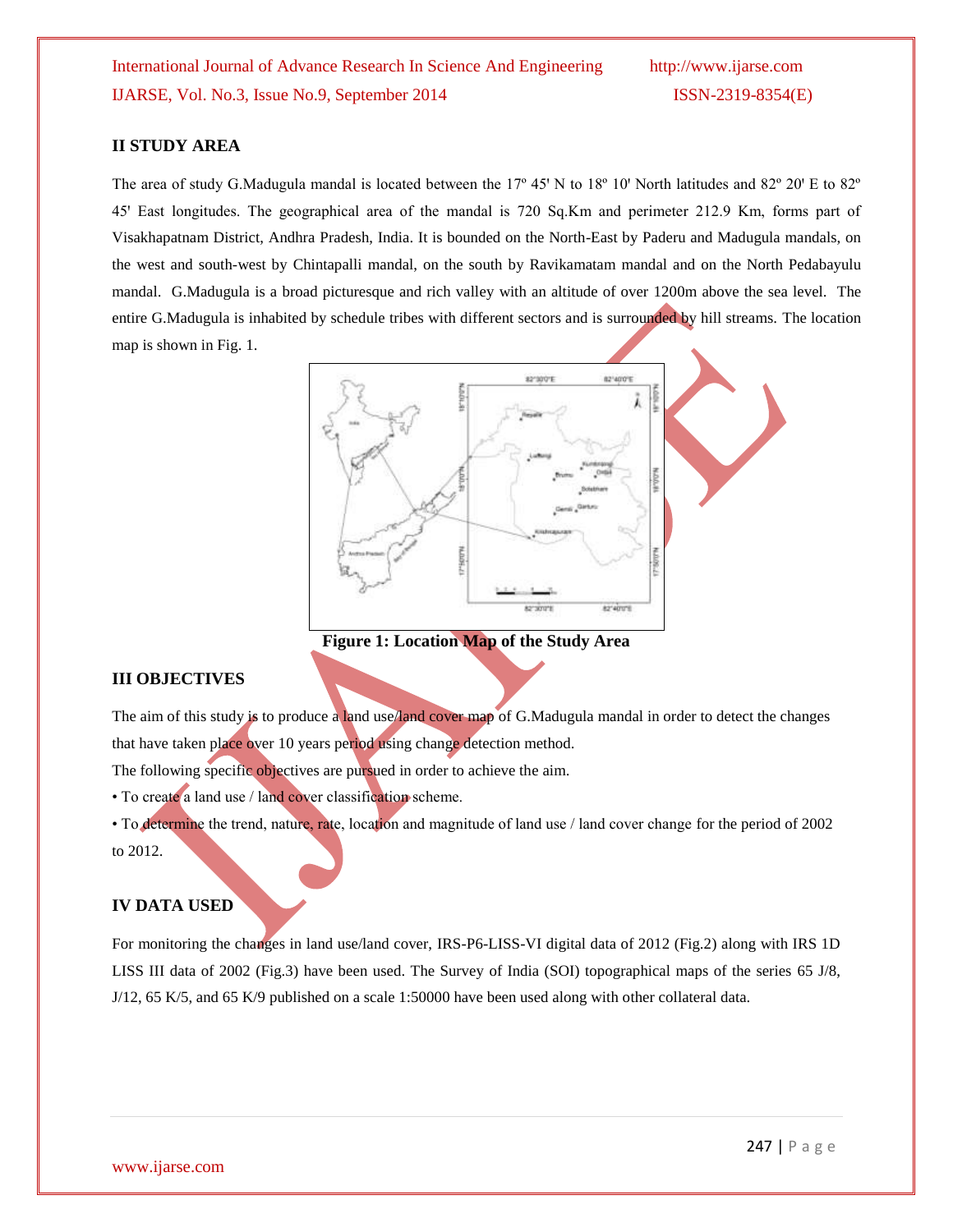## II STUDY AREA

The area of study G.Madugula mandal is located between the 17º 45' N to 18º 10' North latitudes and 82º 20' E to 82º 45' East longitudes. The geographical area of the mandal is 720 Sq.Km and perimeter 212.9 Km, forms part of Visakhapatnam District, Andhra Pradesh, India. It is bounded on the North-East by Paderu and Madugula mandals, on the west and south-west by Chintapalli mandal, on the south by Ravikamatam mandal and on the North Pedabayulu mandal. G.Madugula is a broad picturesque and rich valley with an altitude of over 1200m above the sea level. The entire G.Madugula is inhabited by schedule tribes with different sectors and is surrounded by hill streams. The location map is shown in Fig. 1.

**Figure 1: Location Map of the Study Area**

## III OBJECTIVES

The aim of this study is to produce a land use/land cover map of G.Madugula mandal in order to detect the changes that have taken place over 10 years period using change detection method.

The following specific objectives are pursued in order to achieve the aim.

- To create a land use / land cover classification scheme.
- To determine the trend, nature, rate, location and magnitude of land use / land cover change for the period of 2002 to 2012.

## IV DATA USED

For monitoring the changes in land use/land cover, IRS-P6-LISS-VI digital data of 2012 (Fig.2) along with IRS 1D LISS III data of 2002 (Fig.3) have been used. The Survey of India (SOI) topographical maps of the series 65 J/8, J/12, 65 K/5, and 65 K/9 published on a scale 1:50000 have been used along with other collateral data.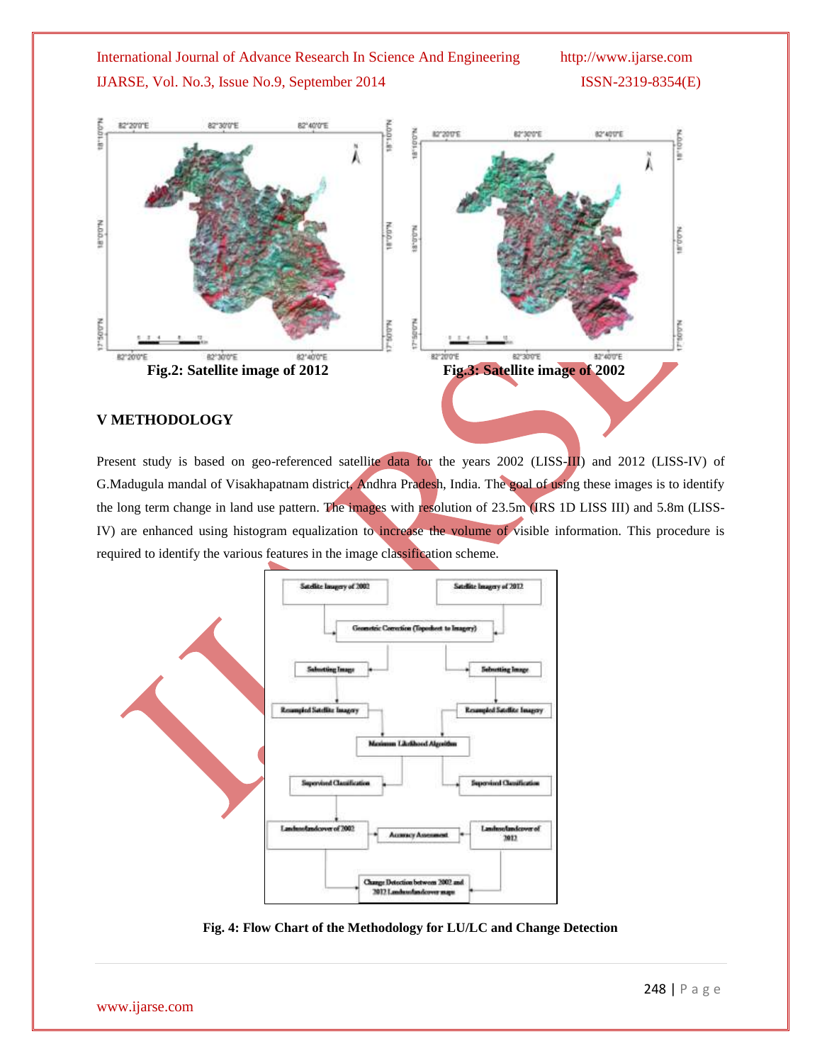Fig.2: Satellite image of 2012

Fig.3: Satellite image of 2002

## V METHODOLOGY

Present study is based on geo-referenced satellite data for the years 2002 (LISS-III) and 2012 (LISS-IV) of G.Madugula mandal of Visakhapatnam district, Andhra Pradesh, India. The goal of using these images is to identify the long term change in land use pattern. The images with resolution of 23.5m (IRS 1D LISS III) and 5.8m (LISS-IV) are enhanced using histogram equalization to increase the volume of visible information. This procedure is required to identify the various features in the image classification scheme.

Fig. 4: Flow Chart of the Methodology for LU/LC and Change Detection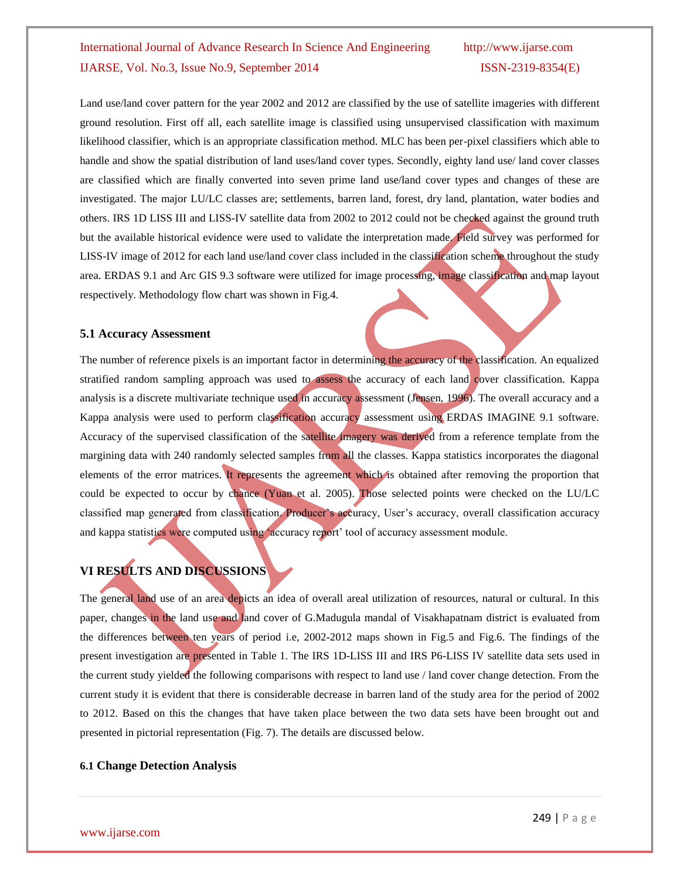Land use/land cover pattern for the year 2002 and 2012 are classified by the use of satellite imageries with different ground resolution. First off all, each satellite image is classified using unsupervised classification with maximum likelihood classifier, which is an appropriate classification method. MLC has been per-pixel classifiers which able to handle and show the spatial distribution of land uses/land cover types. Secondly, eighty land use/ land cover classes are classified which are finally converted into seven prime land use/land cover types and changes of these are investigated. The major LU/LC classes are; settlements, barren land, forest, dry land, plantation, water bodies and others. IRS 1D LISS III and LISS-IV satellite data from 2002 to 2012 could not be checked against the ground truth but the available historical evidence were used to validate the interpretation made. Field survey was performed for LISS-IV image of 2012 for each land use/land cover class included in the classification scheme throughout the study area. ERDAS 9.1 and Arc GIS 9.3 software were utilized for image processing, image classification and map layout respectively. Methodology flow chart was shown in Fig.4.

### 5.1 Accuracy Assessment

The number of reference pixels is an important factor in determining the accuracy of the classification. An equalized stratified random sampling approach was used to assess the accuracy of each land cover classification. Kappa analysis is a discrete multivariate technique used in accuracy assessment (Jensen, 1996). The overall accuracy and a Kappa analysis were used to perform classification accuracy assessment using ERDAS IMAGINE 9.1 software. Accuracy of the supervised classification of the satellite imagery was derived from a reference template from the margining data with 240 randomly selected samples from all the classes. Kappa statistics incorporates the diagonal elements of the error matrices. It represents the agreement which is obtained after removing the proportion that could be expected to occur by chance (Yuan et al. 2005). Those selected points were checked on the LU/LC classified map generated from classification. Producer's accuracy, User's accuracy, overall classification accuracy and kappa statistics were computed using 'accuracy report' tool of accuracy assessment module.

## VI RESULTS AND DISCUSSIONS

The general land use of an area depicts an idea of overall areal utilization of resources, natural or cultural. In this paper, changes in the land use and land cover of G.Madugula mandal of Visakhapatnam district is evaluated from the differences between ten years of period i.e, 2002-2012 maps shown in Fig.5 and Fig.6. The findings of the present investigation are presented in Table 1. The IRS 1D-LISS III and IRS P6-LISS IV satellite data sets used in the current study yielded the following comparisons with respect to land use / land cover change detection. From the current study it is evident that there is considerable decrease in barren land of the study area for the period of 2002 to 2012. Based on this the changes that have taken place between the two data sets have been brought out and presented in pictorial representation (Fig. 7). The details are discussed below.

### 6.1 Change Detection Analysis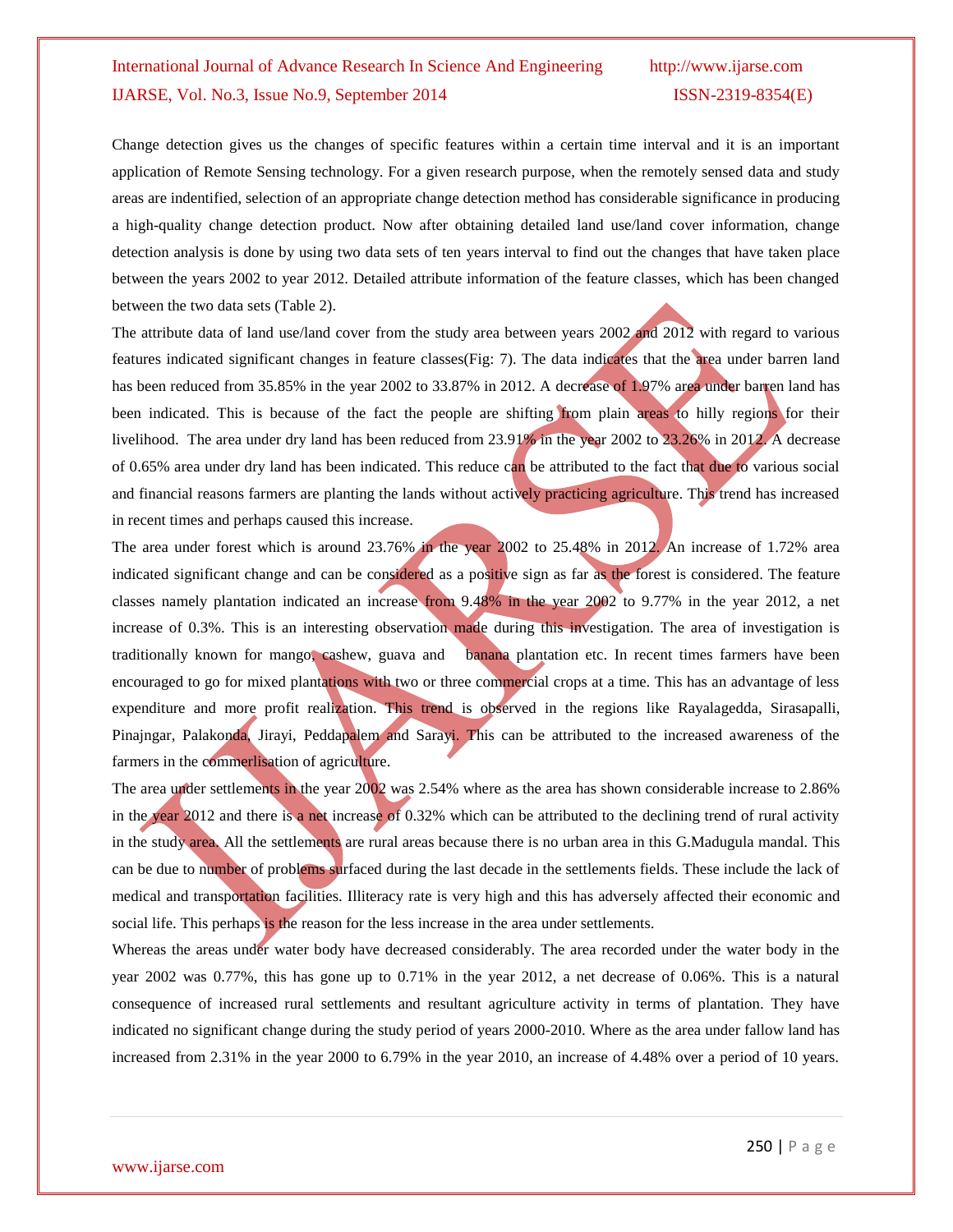Change detection gives us the changes of specific features within a certain time interval and it is an important application of Remote Sensing technology. For a given research purpose, when the remotely sensed data and study areas are indentified, selection of an appropriate change detection method has considerable significance in producing a high-quality change detection product. Now after obtaining detailed land use/land cover information, change detection analysis is done by using two data sets of ten years interval to find out the changes that have taken place between the years 2002 to year 2012. Detailed attribute information of the feature classes, which has been changed between the two data sets (Table 2).

The attribute data of land use/land cover from the study area between years 2002 and 2012 with regard to various features indicated significant changes in feature classes(Fig: 7). The data indicates that the area under barren land has been reduced from 35.85% in the year 2002 to 33.87% in 2012. A decrease of 1.97% area under barren land has been indicated. This is because of the fact the people are shifting from plain areas to hilly regions for their livelihood. The area under dry land has been reduced from 23.91% in the year 2002 to 23.26% in 2012. A decrease of 0.65% area under dry land has been indicated. This reduce can be attributed to the fact that due to various social and financial reasons farmers are planting the lands without actively practicing agriculture. This trend has increased in recent times and perhaps caused this increase.

The area under forest which is around 23.76% in the year 2002 to 25.48% in 2012. An increase of 1.72% area indicated significant change and can be considered as a positive sign as far as the forest is considered. The feature classes namely plantation indicated an increase from 9.48% in the year 2002 to 9.77% in the year 2012, a net increase of 0.3%. This is an interesting observation made during this investigation. The area of investigation is traditionally known for mango, cashew, guava and banana plantation etc. In recent times farmers have been encouraged to go for mixed plantations with two or three commercial crops at a time. This has an advantage of less expenditure and more profit realization. This trend is observed in the regions like Rayalagedda, Sirasapalli, Pinajngar, Palakonda, Jirayi, Peddapalem and Sarayi. This can be attributed to the increased awareness of the farmers in the commerlisation of agriculture.

The area under settlements in the year 2002 was 2.54% where as the area has shown considerable increase to 2.86% in the year 2012 and there is a net increase of 0.32% which can be attributed to the declining trend of rural activity in the study area. All the settlements are rural areas because there is no urban area in this G.Madugula mandal. This can be due to number of problems surfaced during the last decade in the settlements fields. These include the lack of medical and transportation facilities. Illiteracy rate is very high and this has adversely affected their economic and social life. This perhaps is the reason for the less increase in the area under settlements.

Whereas the areas under water body have decreased considerably. The area recorded under the water body in the year 2002 was 0.77%, this has gone up to 0.71% in the year 2012, a net decrease of 0.06%. This is a natural consequence of increased rural settlements and resultant agriculture activity in terms of plantation. They have indicated no significant change during the study period of years 2000-2010. Where as the area under fallow land has increased from 2.31% in the year 2000 to 6.79% in the year 2010, an increase of 4.48% over a period of 10 years.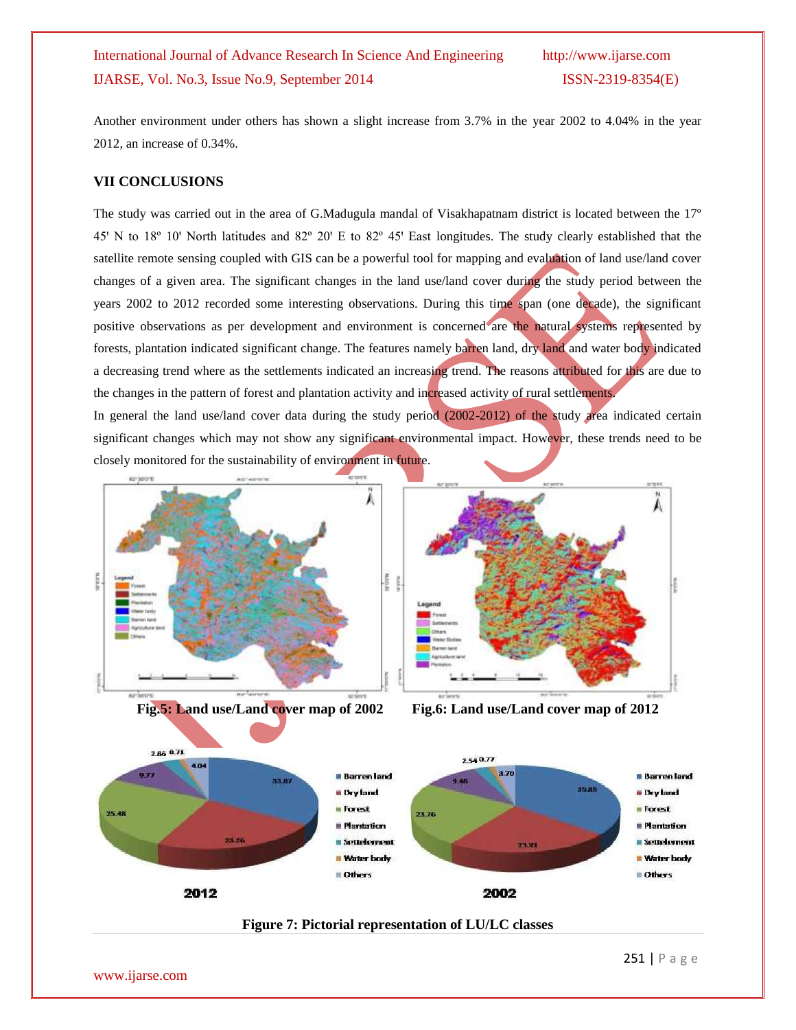Another environment under others has shown a slight increase from 3.7% in the year 2002 to 4.04% in the year 2012, an increase of 0.34%.

## VII CONCLUSIONS

The study was carried out in the area of G.Madugula mandal of Visakhapatnam district is located between the 17º 45' N to 18º 10' North latitudes and 82º 20' E to 82º 45' East longitudes. The study clearly established that the satellite remote sensing coupled with GIS can be a powerful tool for mapping and evaluation of land use/land cover changes of a given area. The significant changes in the land use/land cover during the study period between the years 2002 to 2012 recorded some interesting observations. During this time span (one decade), the significant positive observations as per development and environment is concerned are the natural systems represented by forests, plantation indicated significant change. The features namely barren land, dry land and water body indicated a decreasing trend where as the settlements indicated an increasing trend. The reasons attributed for this are due to the changes in the pattern of forest and plantation activity and increased activity of rural settlements.

In general the land use/land cover data during the study period (2002-2012) of the study area indicated certain significant changes which may not show any significant environmental impact. However, these trends need to be closely monitored for the sustainability of environment in future.

**Fig.5: Land use/Land cover map of 2002**

**Fig.6: Land use/Land cover map of 2012**

**Figure 7: Pictorial representation of LU/LC classes**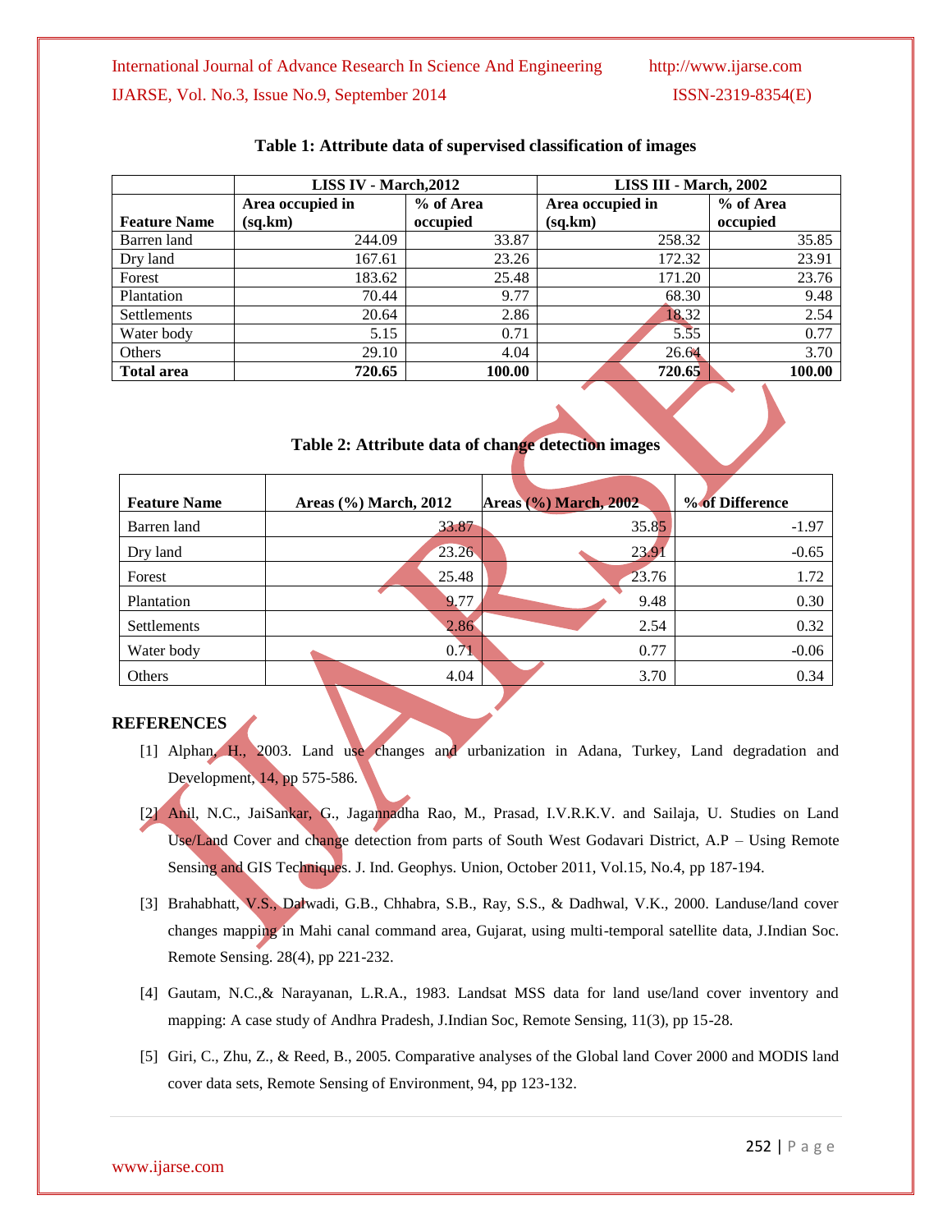**Table 1: Attribute data of supervised classification of images**

| Feature Name | LISS IV - March,2012 | | LISS III - March, 2002 | |
|---|---|---|---|---|
| | Area occupied in (sq.km) | % of Area occupied | Area occupied in (sq.km) | % of Area occupied |
| Barren land | 244.09 | 33.87 | 258.32 | 35.85 |
| Dry land | 167.61 | 23.26 | 172.32 | 23.91 |
| Forest | 183.62 | 25.48 | 171.20 | 23.76 |
| Plantation | 70.44 | 9.77 | 68.30 | 9.48 |
| Settlements | 20.64 | 2.86 | 18.32 | 2.54 |
| Water body | 5.15 | 0.71 | 5.55 | 0.77 |
| Others | 29.10 | 4.04 | 26.64 | 3.70 |
| **Total area** | **720.65** | **100.00** | **720.65** | **100.00** |

**Table 2: Attribute data of change detection images**

| Feature Name | Areas (%) March, 2012 | Areas (%) March, 2002 | % of Difference |
|---|---|---|---|
| Barren land | 33.87 | 35.85 | -1.97 |
| Dry land | 23.26 | 23.91 | -0.65 |
| Forest | 25.48 | 23.76 | 1.72 |
| Plantation | 9.77 | 9.48 | 0.30 |
| Settlements | 2.86 | 2.54 | 0.32 |
| Water body | 0.71 | 0.77 | -0.06 |
| Others | 4.04 | 3.70 | 0.34 |

## REFERENCES

[1] Alphan, H., 2003. Land use changes and urbanization in Adana, Turkey, Land degradation and Development, 14, pp 575-586.

[2] Anil, N.C., JaiSankar, G., Jagannadha Rao, M., Prasad, I.V.R.K.V. and Sailaja, U. Studies on Land Use/Land Cover and change detection from parts of South West Godavari District, A.P – Using Remote Sensing and GIS Techniques. J. Ind. Geophys. Union, October 2011, Vol.15, No.4, pp 187-194.

[3] Brahabhatt, V.S., Dalwadi, G.B., Chhabra, S.B., Ray, S.S., & Dadhwal, V.K., 2000. Landuse/land cover changes mapping in Mahi canal command area, Gujarat, using multi-temporal satellite data, J.Indian Soc. Remote Sensing. 28(4), pp 221-232.

[4] Gautam, N.C.,& Narayanan, L.R.A., 1983. Landsat MSS data for land use/land cover inventory and mapping: A case study of Andhra Pradesh, J.Indian Soc, Remote Sensing, 11(3), pp 15-28.

[5] Giri, C., Zhu, Z., & Reed, B., 2005. Comparative analyses of the Global land Cover 2000 and MODIS land cover data sets, Remote Sensing of Environment, 94, pp 123-132.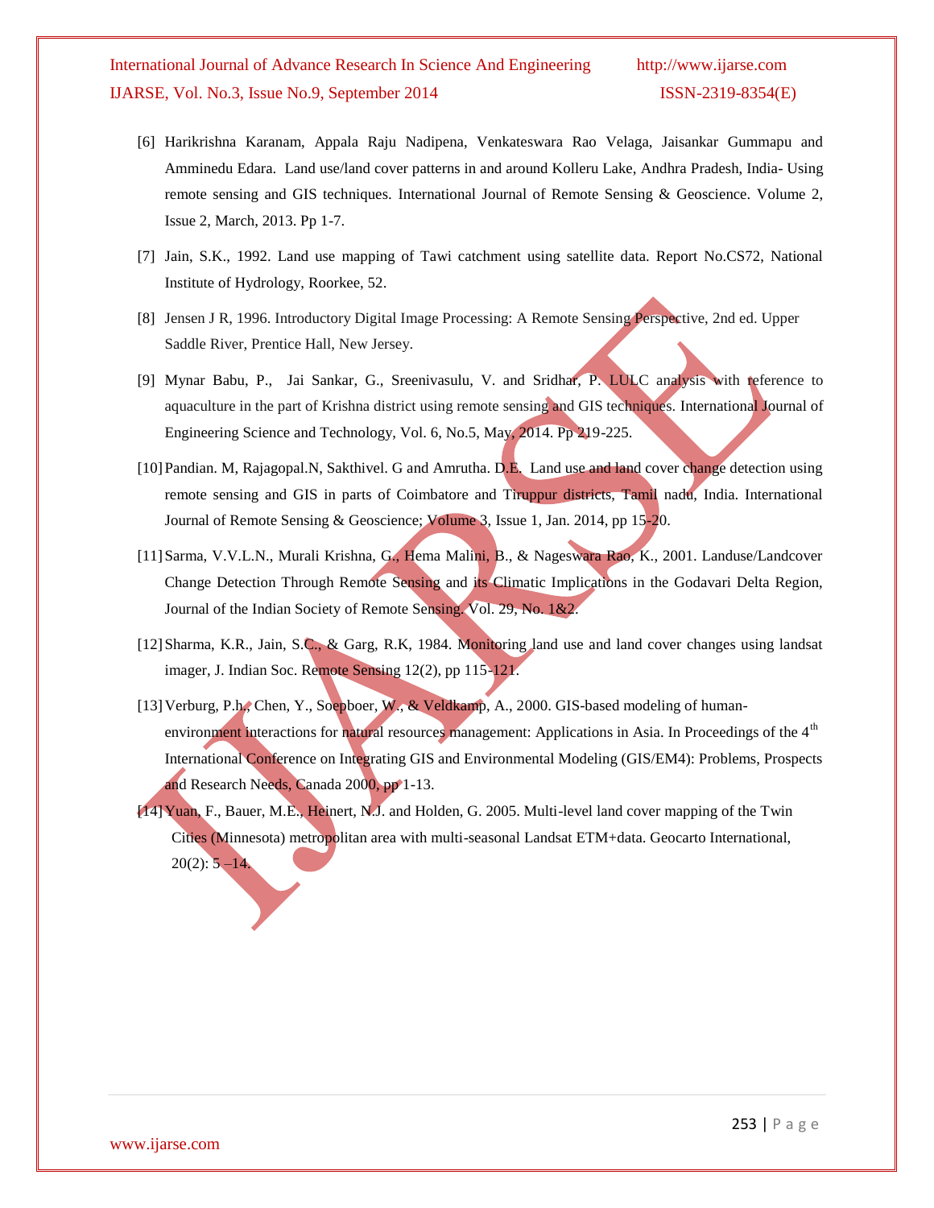[6] Harikrishna Karanam, Appala Raju Nadipena, Venkateswara Rao Velaga, Jaisankar Gummapu and Amminedu Edara. Land use/land cover patterns in and around Kolleru Lake, Andhra Pradesh, India- Using remote sensing and GIS techniques. International Journal of Remote Sensing & Geoscience. Volume 2, Issue 2, March, 2013. Pp 1-7.

[7] Jain, S.K., 1992. Land use mapping of Tawi catchment using satellite data. Report No.CS72, National Institute of Hydrology, Roorkee, 52.

[8] Jensen J R, 1996. Introductory Digital Image Processing: A Remote Sensing Perspective, 2nd ed. Upper Saddle River, Prentice Hall, New Jersey.

[9] Mynar Babu, P., Jai Sankar, G., Sreenivasulu, V. and Sridhar, P. LULC analysis with reference to aquaculture in the part of Krishna district using remote sensing and GIS techniques. International Journal of Engineering Science and Technology, Vol. 6, No.5, May, 2014. Pp 219-225.

[10] Pandian. M, Rajagopal.N, Sakthivel. G and Amrutha. D.E. Land use and land cover change detection using remote sensing and GIS in parts of Coimbatore and Tiruppur districts, Tamil nadu, India. International Journal of Remote Sensing & Geoscience; Volume 3, Issue 1, Jan. 2014, pp 15-20.

[11] Sarma, V.V.L.N., Murali Krishna, G., Hema Malini, B., & Nageswara Rao, K., 2001. Landuse/Landcover Change Detection Through Remote Sensing and its Climatic Implications in the Godavari Delta Region, Journal of the Indian Society of Remote Sensing. Vol. 29, No. 1&2.

[12] Sharma, K.R., Jain, S.C., & Garg, R.K, 1984. Monitoring land use and land cover changes using landsat imager, J. Indian Soc. Remote Sensing 12(2), pp 115-121.

[13] Verburg, P.h., Chen, Y., Soepboer, W., & Veldkamp, A., 2000. GIS-based modeling of human-environment interactions for natural resources management: Applications in Asia. In Proceedings of the 4th International Conference on Integrating GIS and Environmental Modeling (GIS/EM4): Problems, Prospects and Research Needs, Canada 2000, pp 1-13.

[14] Yuan, F., Bauer, M.E., Heinert, N.J. and Holden, G. 2005. Multi-level land cover mapping of the Twin Cities (Minnesota) metropolitan area with multi-seasonal Landsat ETM+data. Geocarto International, 20(2): 5 –14.